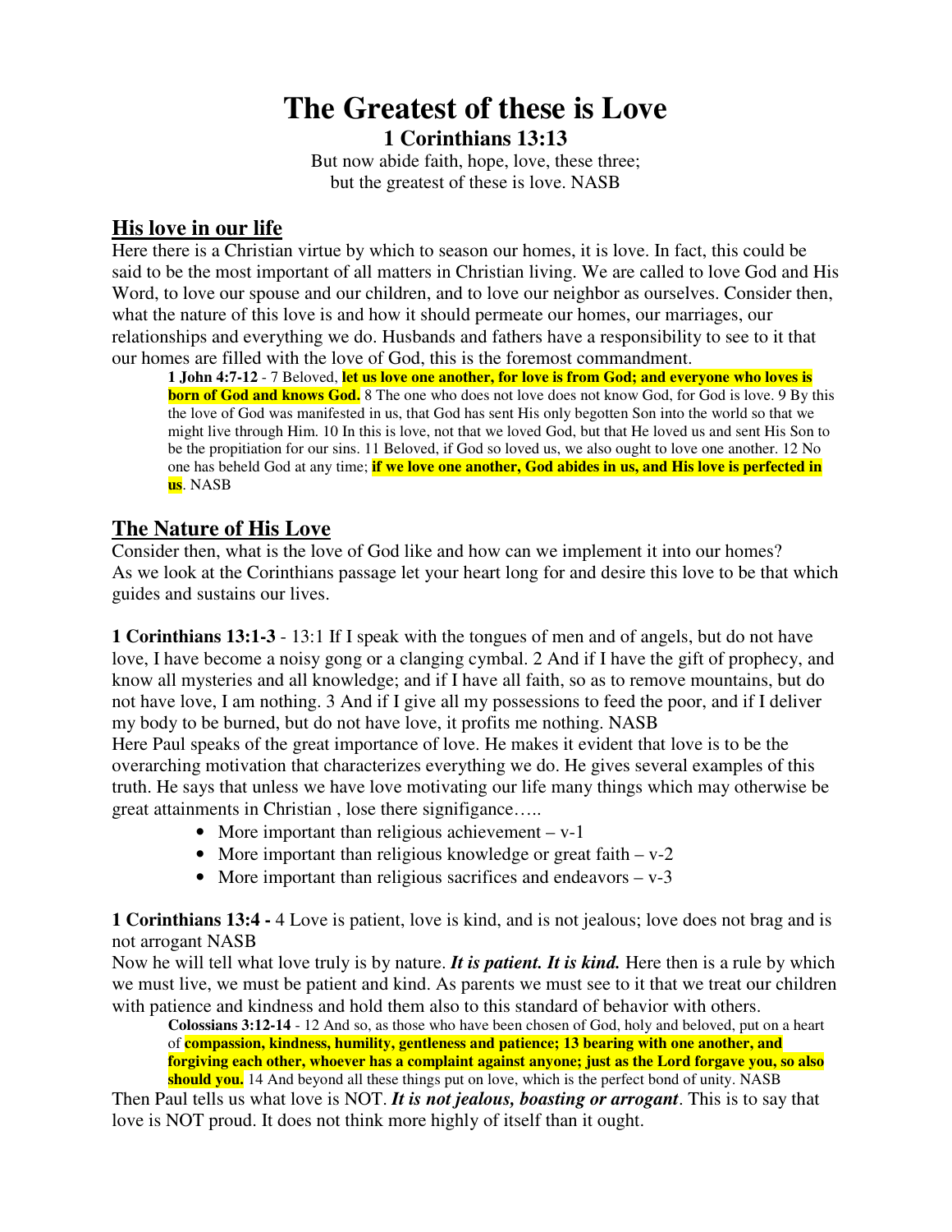# The Greatest of these is Love

### 1 Corinthians 13:13

But now abide faith, hope, love, these three;
but the greatest of these is love. NASB

## His love in our life

Here there is a Christian virtue by which to season our homes, it is love. In fact, this could be said to be the most important of all matters in Christian living. We are called to love God and His Word, to love our spouse and our children, and to love our neighbor as ourselves. Consider then, what the nature of this love is and how it should permeate our homes, our marriages, our relationships and everything we do. Husbands and fathers have a responsibility to see to it that our homes are filled with the love of God, this is the foremost commandment.

> **1 John 4:7-12** - 7 Beloved, **let us love one another, for love is from God; and everyone who loves is born of God and knows God.** 8 The one who does not love does not know God, for God is love. 9 By this the love of God was manifested in us, that God has sent His only begotten Son into the world so that we might live through Him. 10 In this is love, not that we loved God, but that He loved us and sent His Son to be the propitiation for our sins. 11 Beloved, if God so loved us, we also ought to love one another. 12 No one has beheld God at any time; **if we love one another, God abides in us, and His love is perfected in us**. NASB

## The Nature of His Love

Consider then, what is the love of God like and how can we implement it into our homes? As we look at the Corinthians passage let your heart long for and desire this love to be that which guides and sustains our lives.

**1 Corinthians 13:1-3** - 13:1 If I speak with the tongues of men and of angels, but do not have love, I have become a noisy gong or a clanging cymbal. 2 And if I have the gift of prophecy, and know all mysteries and all knowledge; and if I have all faith, so as to remove mountains, but do not have love, I am nothing. 3 And if I give all my possessions to feed the poor, and if I deliver my body to be burned, but do not have love, it profits me nothing. NASB
Here Paul speaks of the great importance of love. He makes it evident that love is to be the overarching motivation that characterizes everything we do. He gives several examples of this truth. He says that unless we have love motivating our life many things which may otherwise be great attainments in Christian , lose there signifigance…..

- More important than religious achievement – v-1
- More important than religious knowledge or great faith – v-2
- More important than religious sacrifices and endeavors – v-3

**1 Corinthians 13:4 -** 4 Love is patient, love is kind, and is not jealous; love does not brag and is not arrogant NASB
Now he will tell what love truly is by nature. ***It is patient. It is kind.*** Here then is a rule by which we must live, we must be patient and kind. As parents we must see to it that we treat our children with patience and kindness and hold them also to this standard of behavior with others.

> **Colossians 3:12-14** - 12 And so, as those who have been chosen of God, holy and beloved, put on a heart of **compassion, kindness, humility, gentleness and patience; 13 bearing with one another, and forgiving each other, whoever has a complaint against anyone; just as the Lord forgave you, so also should you.** 14 And beyond all these things put on love, which is the perfect bond of unity. NASB

Then Paul tells us what love is NOT. ***It is not jealous, boasting or arrogant***. This is to say that love is NOT proud. It does not think more highly of itself than it ought.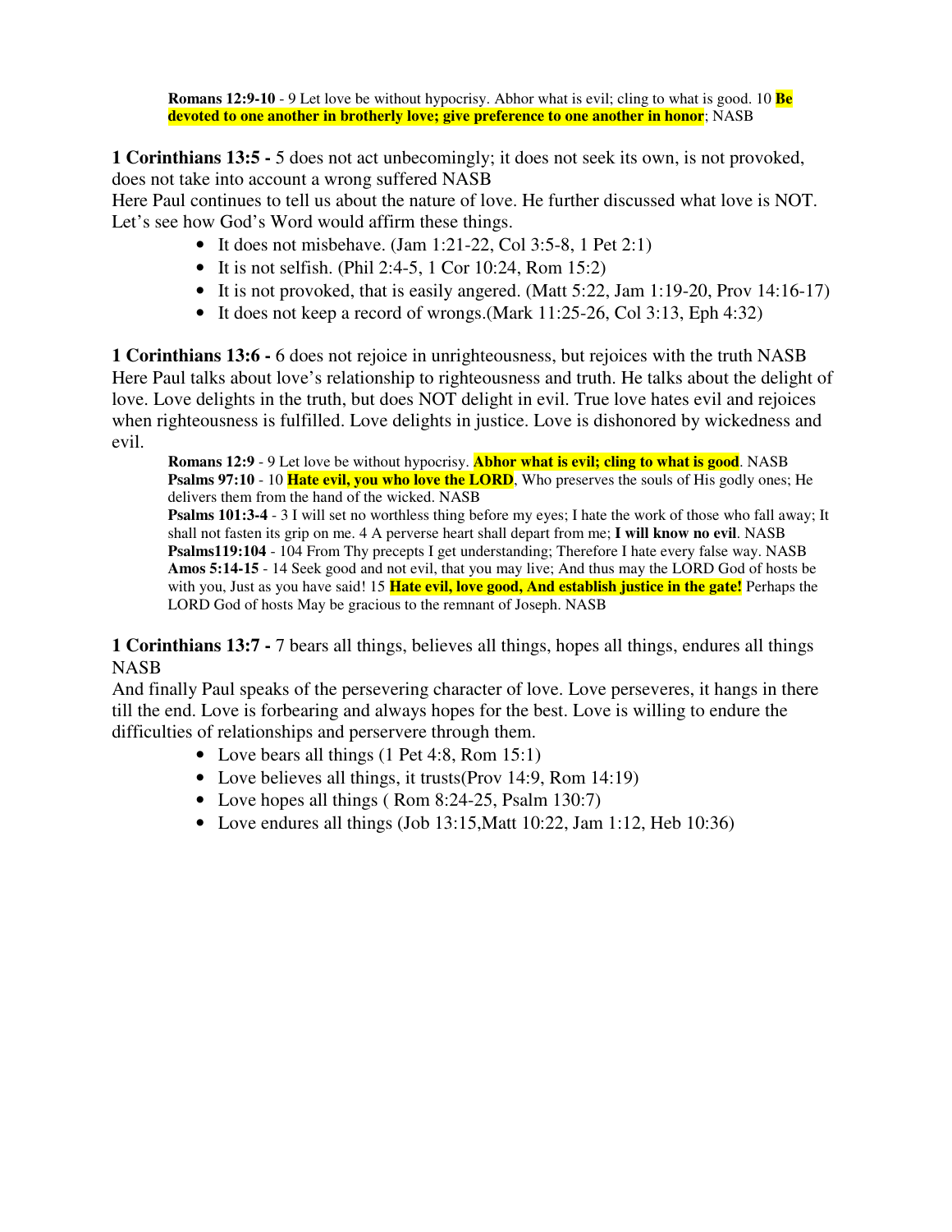**Romans 12:9-10** - 9 Let love be without hypocrisy. Abhor what is evil; cling to what is good. 10 **Be devoted to one another in brotherly love; give preference to one another in honor**; NASB

**1 Corinthians 13:5 -** 5 does not act unbecomingly; it does not seek its own, is not provoked, does not take into account a wrong suffered NASB
Here Paul continues to tell us about the nature of love. He further discussed what love is NOT. Let's see how God's Word would affirm these things.

- It does not misbehave. (Jam 1:21-22, Col 3:5-8, 1 Pet 2:1)
- It is not selfish. (Phil 2:4-5, 1 Cor 10:24, Rom 15:2)
- It is not provoked, that is easily angered. (Matt 5:22, Jam 1:19-20, Prov 14:16-17)
- It does not keep a record of wrongs.(Mark 11:25-26, Col 3:13, Eph 4:32)

**1 Corinthians 13:6 -** 6 does not rejoice in unrighteousness, but rejoices with the truth NASB
Here Paul talks about love's relationship to righteousness and truth. He talks about the delight of love. Love delights in the truth, but does NOT delight in evil. True love hates evil and rejoices when righteousness is fulfilled. Love delights in justice. Love is dishonored by wickedness and evil.

> **Romans 12:9** - 9 Let love be without hypocrisy. **Abhor what is evil; cling to what is good**. NASB
> **Psalms 97:10** - 10 **Hate evil, you who love the LORD**, Who preserves the souls of His godly ones; He delivers them from the hand of the wicked. NASB
> **Psalms 101:3-4** - 3 I will set no worthless thing before my eyes; I hate the work of those who fall away; It shall not fasten its grip on me. 4 A perverse heart shall depart from me; **I will know no evil**. NASB
> **Psalms119:104** - 104 From Thy precepts I get understanding; Therefore I hate every false way. NASB
> **Amos 5:14-15** - 14 Seek good and not evil, that you may live; And thus may the LORD God of hosts be with you, Just as you have said! 15 **Hate evil, love good, And establish justice in the gate!** Perhaps the LORD God of hosts May be gracious to the remnant of Joseph. NASB

**1 Corinthians 13:7 -** 7 bears all things, believes all things, hopes all things, endures all things NASB
And finally Paul speaks of the persevering character of love. Love perseveres, it hangs in there till the end. Love is forbearing and always hopes for the best. Love is willing to endure the difficulties of relationships and perservere through them.

- Love bears all things (1 Pet 4:8, Rom 15:1)
- Love believes all things, it trusts(Prov 14:9, Rom 14:19)
- Love hopes all things ( Rom 8:24-25, Psalm 130:7)
- Love endures all things (Job 13:15,Matt 10:22, Jam 1:12, Heb 10:36)